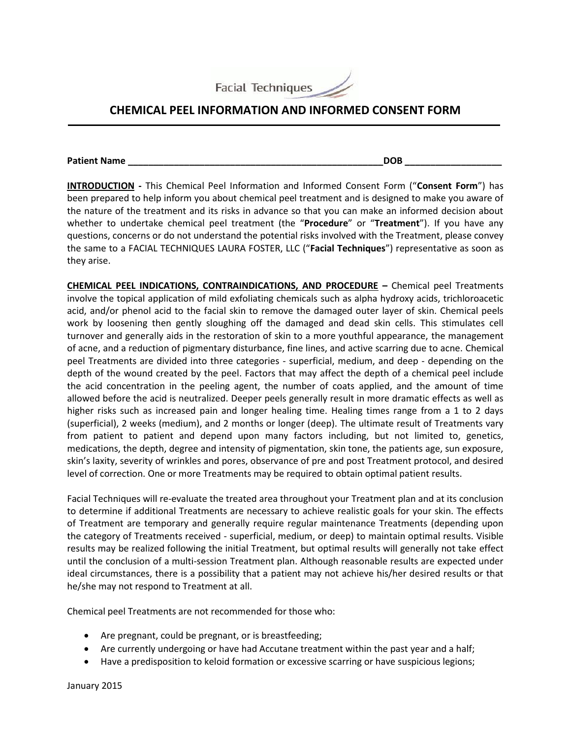Facial Techniques

# CHEMICAL PEEL INFORMATION AND INFORMED CONSENT FORM

**Patient Name** ____________________________________________________**DOB** ___________________

**INTRODUCTION -** This Chemical Peel Information and Informed Consent Form ("**Consent Form**") has been prepared to help inform you about chemical peel treatment and is designed to make you aware of the nature of the treatment and its risks in advance so that you can make an informed decision about whether to undertake chemical peel treatment (the "**Procedure**" or "**Treatment**"). If you have any questions, concerns or do not understand the potential risks involved with the Treatment, please convey the same to a FACIAL TECHNIQUES LAURA FOSTER, LLC ("**Facial Techniques**") representative as soon as they arise.

**CHEMICAL PEEL INDICATIONS, CONTRAINDICATIONS, AND PROCEDURE –** Chemical peel Treatments involve the topical application of mild exfoliating chemicals such as alpha hydroxy acids, trichloroacetic acid, and/or phenol acid to the facial skin to remove the damaged outer layer of skin. Chemical peels work by loosening then gently sloughing off the damaged and dead skin cells. This stimulates cell turnover and generally aids in the restoration of skin to a more youthful appearance, the management of acne, and a reduction of pigmentary disturbance, fine lines, and active scarring due to acne. Chemical peel Treatments are divided into three categories - superficial, medium, and deep - depending on the depth of the wound created by the peel. Factors that may affect the depth of a chemical peel include the acid concentration in the peeling agent, the number of coats applied, and the amount of time allowed before the acid is neutralized. Deeper peels generally result in more dramatic effects as well as higher risks such as increased pain and longer healing time. Healing times range from a 1 to 2 days (superficial), 2 weeks (medium), and 2 months or longer (deep). The ultimate result of Treatments vary from patient to patient and depend upon many factors including, but not limited to, genetics, medications, the depth, degree and intensity of pigmentation, skin tone, the patients age, sun exposure, skin's laxity, severity of wrinkles and pores, observance of pre and post Treatment protocol, and desired level of correction. One or more Treatments may be required to obtain optimal patient results.

Facial Techniques will re-evaluate the treated area throughout your Treatment plan and at its conclusion to determine if additional Treatments are necessary to achieve realistic goals for your skin. The effects of Treatment are temporary and generally require regular maintenance Treatments (depending upon the category of Treatments received - superficial, medium, or deep) to maintain optimal results. Visible results may be realized following the initial Treatment, but optimal results will generally not take effect until the conclusion of a multi-session Treatment plan. Although reasonable results are expected under ideal circumstances, there is a possibility that a patient may not achieve his/her desired results or that he/she may not respond to Treatment at all.

Chemical peel Treatments are not recommended for those who:

- Are pregnant, could be pregnant, or is breastfeeding;
- Are currently undergoing or have had Accutane treatment within the past year and a half;
- Have a predisposition to keloid formation or excessive scarring or have suspicious legions;

January 2015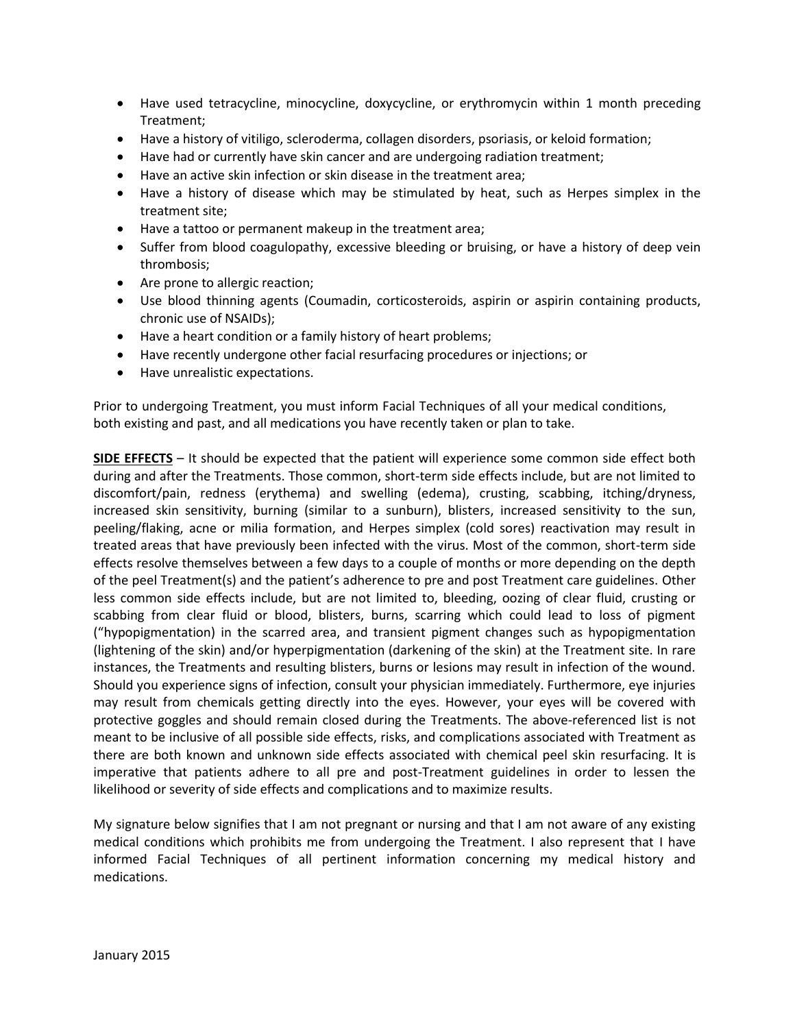- Have used tetracycline, minocycline, doxycycline, or erythromycin within 1 month preceding Treatment;
- Have a history of vitiligo, scleroderma, collagen disorders, psoriasis, or keloid formation;
- Have had or currently have skin cancer and are undergoing radiation treatment;
- Have an active skin infection or skin disease in the treatment area;
- Have a history of disease which may be stimulated by heat, such as Herpes simplex in the treatment site;
- Have a tattoo or permanent makeup in the treatment area;
- Suffer from blood coagulopathy, excessive bleeding or bruising, or have a history of deep vein thrombosis;
- Are prone to allergic reaction;
- Use blood thinning agents (Coumadin, corticosteroids, aspirin or aspirin containing products, chronic use of NSAIDs);
- Have a heart condition or a family history of heart problems;
- Have recently undergone other facial resurfacing procedures or injections; or
- Have unrealistic expectations.

Prior to undergoing Treatment, you must inform Facial Techniques of all your medical conditions, both existing and past, and all medications you have recently taken or plan to take.

**<u>SIDE EFFECTS</u>** – It should be expected that the patient will experience some common side effect both during and after the Treatments. Those common, short-term side effects include, but are not limited to discomfort/pain, redness (erythema) and swelling (edema), crusting, scabbing, itching/dryness, increased skin sensitivity, burning (similar to a sunburn), blisters, increased sensitivity to the sun, peeling/flaking, acne or milia formation, and Herpes simplex (cold sores) reactivation may result in treated areas that have previously been infected with the virus. Most of the common, short-term side effects resolve themselves between a few days to a couple of months or more depending on the depth of the peel Treatment(s) and the patient's adherence to pre and post Treatment care guidelines. Other less common side effects include, but are not limited to, bleeding, oozing of clear fluid, crusting or scabbing from clear fluid or blood, blisters, burns, scarring which could lead to loss of pigment ("hypopigmentation) in the scarred area, and transient pigment changes such as hypopigmentation (lightening of the skin) and/or hyperpigmentation (darkening of the skin) at the Treatment site. In rare instances, the Treatments and resulting blisters, burns or lesions may result in infection of the wound. Should you experience signs of infection, consult your physician immediately. Furthermore, eye injuries may result from chemicals getting directly into the eyes. However, your eyes will be covered with protective goggles and should remain closed during the Treatments. The above-referenced list is not meant to be inclusive of all possible side effects, risks, and complications associated with Treatment as there are both known and unknown side effects associated with chemical peel skin resurfacing. It is imperative that patients adhere to all pre and post-Treatment guidelines in order to lessen the likelihood or severity of side effects and complications and to maximize results.

My signature below signifies that I am not pregnant or nursing and that I am not aware of any existing medical conditions which prohibits me from undergoing the Treatment. I also represent that I have informed Facial Techniques of all pertinent information concerning my medical history and medications.

January 2015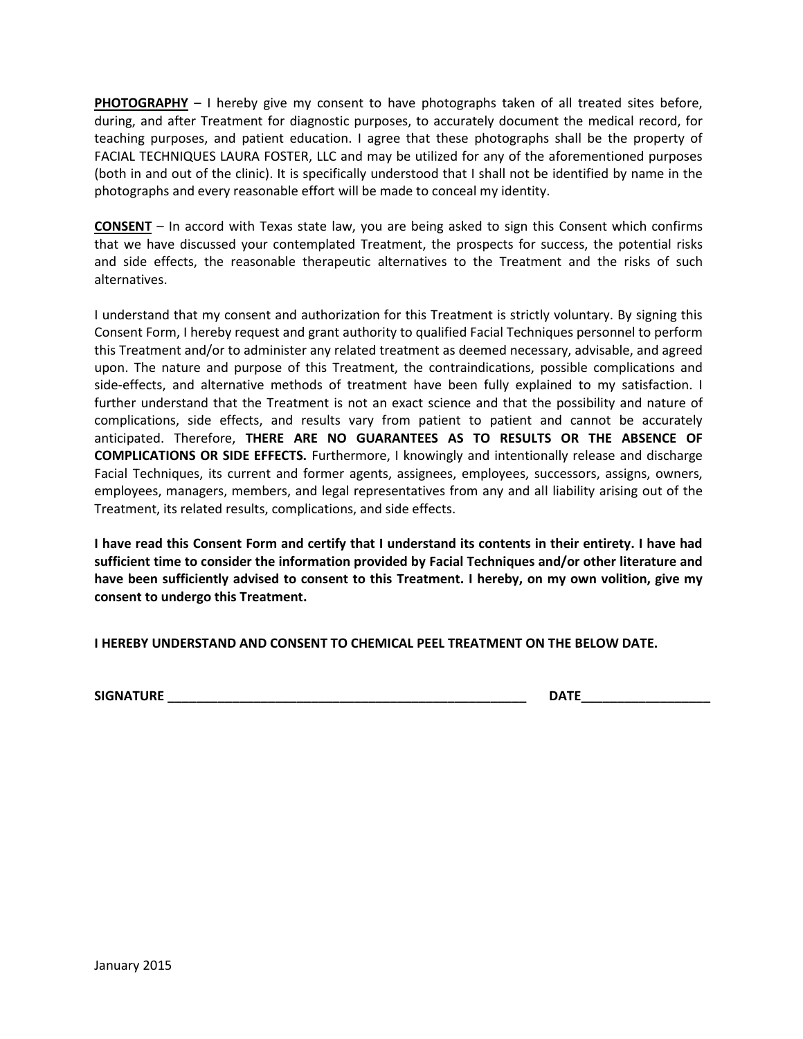**PHOTOGRAPHY** – I hereby give my consent to have photographs taken of all treated sites before, during, and after Treatment for diagnostic purposes, to accurately document the medical record, for teaching purposes, and patient education. I agree that these photographs shall be the property of FACIAL TECHNIQUES LAURA FOSTER, LLC and may be utilized for any of the aforementioned purposes (both in and out of the clinic). It is specifically understood that I shall not be identified by name in the photographs and every reasonable effort will be made to conceal my identity.

**CONSENT** – In accord with Texas state law, you are being asked to sign this Consent which confirms that we have discussed your contemplated Treatment, the prospects for success, the potential risks and side effects, the reasonable therapeutic alternatives to the Treatment and the risks of such alternatives.

I understand that my consent and authorization for this Treatment is strictly voluntary. By signing this Consent Form, I hereby request and grant authority to qualified Facial Techniques personnel to perform this Treatment and/or to administer any related treatment as deemed necessary, advisable, and agreed upon. The nature and purpose of this Treatment, the contraindications, possible complications and side-effects, and alternative methods of treatment have been fully explained to my satisfaction. I further understand that the Treatment is not an exact science and that the possibility and nature of complications, side effects, and results vary from patient to patient and cannot be accurately anticipated. Therefore, **THERE ARE NO GUARANTEES AS TO RESULTS OR THE ABSENCE OF COMPLICATIONS OR SIDE EFFECTS.** Furthermore, I knowingly and intentionally release and discharge Facial Techniques, its current and former agents, assignees, employees, successors, assigns, owners, employees, managers, members, and legal representatives from any and all liability arising out of the Treatment, its related results, complications, and side effects.

**I have read this Consent Form and certify that I understand its contents in their entirety. I have had sufficient time to consider the information provided by Facial Techniques and/or other literature and have been sufficiently advised to consent to this Treatment. I hereby, on my own volition, give my consent to undergo this Treatment.**

**I HEREBY UNDERSTAND AND CONSENT TO CHEMICAL PEEL TREATMENT ON THE BELOW DATE.**

**SIGNATURE** ____________________________________________________ **DATE**__________________

January 2015